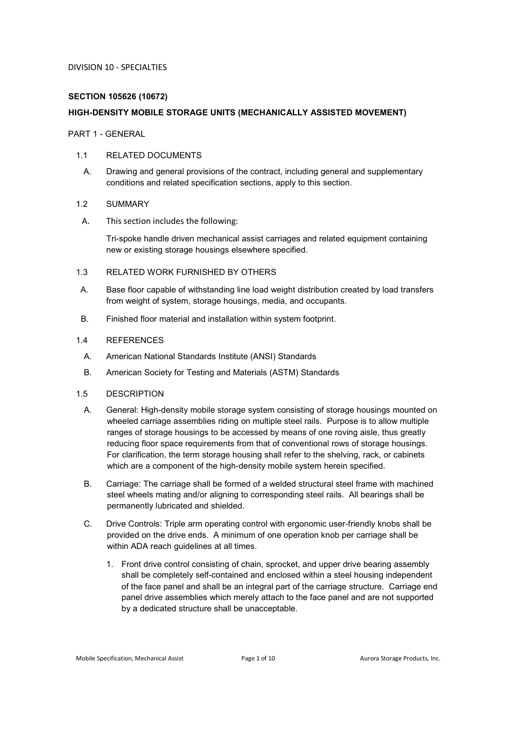DIVISION 10 - SPECIALTIES

## SECTION 105626 (10672)

## HIGH-DENSITY MOBILE STORAGE UNITS (MECHANICALLY ASSISTED MOVEMENT)

PART 1 - GENERAL

1.1 RELATED DOCUMENTS

A. Drawing and general provisions of the contract, including general and supplementary conditions and related specification sections, apply to this section.

1.2 SUMMARY

A. This section includes the following:

Tri-spoke handle driven mechanical assist carriages and related equipment containing new or existing storage housings elsewhere specified.

1.3 RELATED WORK FURNISHED BY OTHERS

A. Base floor capable of withstanding line load weight distribution created by load transfers from weight of system, storage housings, media, and occupants.

B. Finished floor material and installation within system footprint.

1.4 REFERENCES

A. American National Standards Institute (ANSI) Standards

B. American Society for Testing and Materials (ASTM) Standards

1.5 DESCRIPTION

A. General: High-density mobile storage system consisting of storage housings mounted on wheeled carriage assemblies riding on multiple steel rails. Purpose is to allow multiple ranges of storage housings to be accessed by means of one roving aisle, thus greatly reducing floor space requirements from that of conventional rows of storage housings. For clarification, the term storage housing shall refer to the shelving, rack, or cabinets which are a component of the high-density mobile system herein specified.

B. Carriage: The carriage shall be formed of a welded structural steel frame with machined steel wheels mating and/or aligning to corresponding steel rails. All bearings shall be permanently lubricated and shielded.

C. Drive Controls: Triple arm operating control with ergonomic user-friendly knobs shall be provided on the drive ends. A minimum of one operation knob per carriage shall be within ADA reach guidelines at all times.

1. Front drive control consisting of chain, sprocket, and upper drive bearing assembly shall be completely self-contained and enclosed within a steel housing independent of the face panel and shall be an integral part of the carriage structure. Carriage end panel drive assemblies which merely attach to the face panel and are not supported by a dedicated structure shall be unacceptable.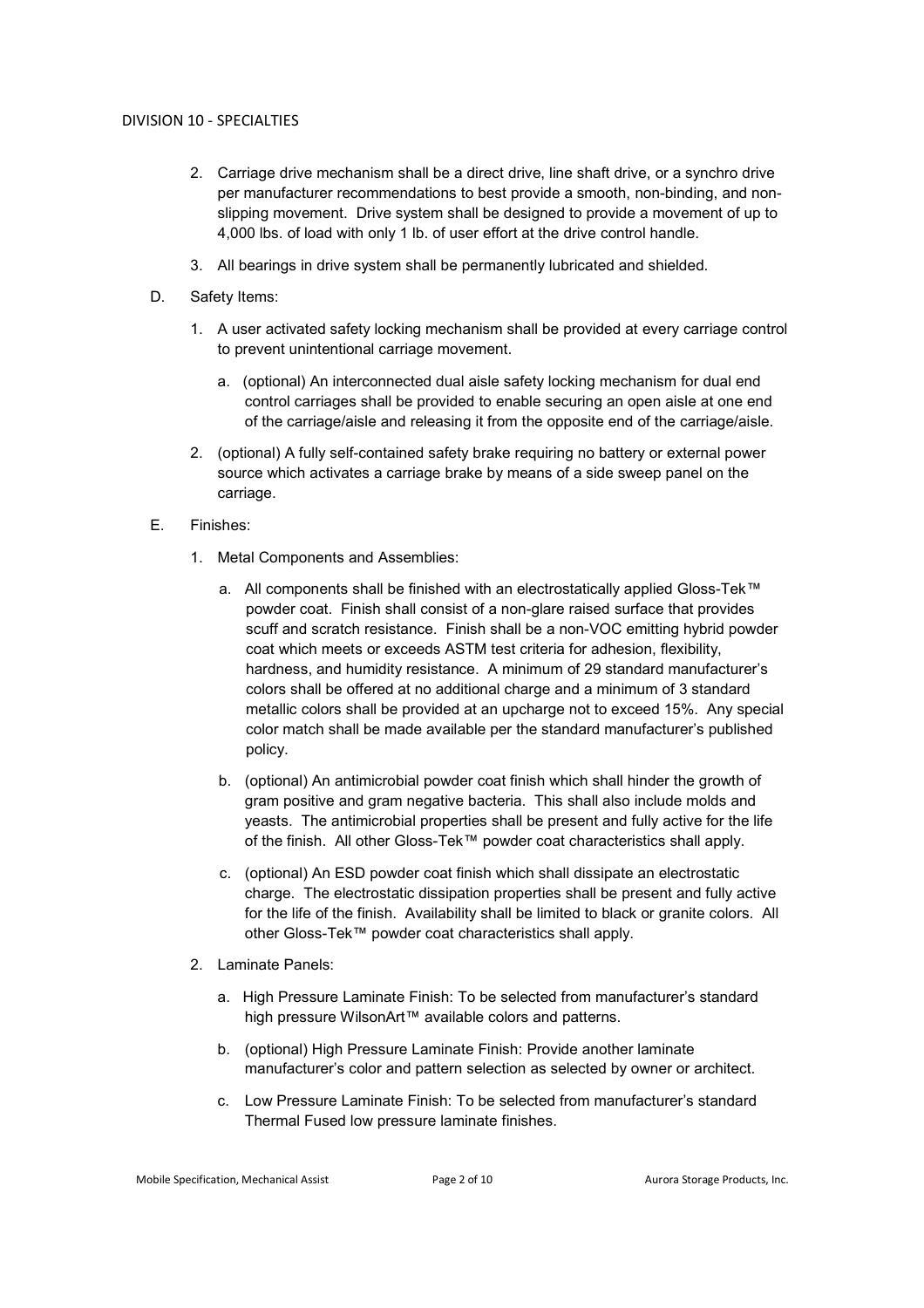2. Carriage drive mechanism shall be a direct drive, line shaft drive, or a synchro drive per manufacturer recommendations to best provide a smooth, non-binding, and non-slipping movement. Drive system shall be designed to provide a movement of up to 4,000 lbs. of load with only 1 lb. of user effort at the drive control handle.
3. All bearings in drive system shall be permanently lubricated and shielded.

D. Safety Items:

1. A user activated safety locking mechanism shall be provided at every carriage control to prevent unintentional carriage movement.
   a. (optional) An interconnected dual aisle safety locking mechanism for dual end control carriages shall be provided to enable securing an open aisle at one end of the carriage/aisle and releasing it from the opposite end of the carriage/aisle.
2. (optional) A fully self-contained safety brake requiring no battery or external power source which activates a carriage brake by means of a side sweep panel on the carriage.

E. Finishes:

1. Metal Components and Assemblies:
   a. All components shall be finished with an electrostatically applied Gloss-Tek™ powder coat. Finish shall consist of a non-glare raised surface that provides scuff and scratch resistance. Finish shall be a non-VOC emitting hybrid powder coat which meets or exceeds ASTM test criteria for adhesion, flexibility, hardness, and humidity resistance. A minimum of 29 standard manufacturer's colors shall be offered at no additional charge and a minimum of 3 standard metallic colors shall be provided at an upcharge not to exceed 15%. Any special color match shall be made available per the standard manufacturer's published policy.
   b. (optional) An antimicrobial powder coat finish which shall hinder the growth of gram positive and gram negative bacteria. This shall also include molds and yeasts. The antimicrobial properties shall be present and fully active for the life of the finish. All other Gloss-Tek™ powder coat characteristics shall apply.
   c. (optional) An ESD powder coat finish which shall dissipate an electrostatic charge. The electrostatic dissipation properties shall be present and fully active for the life of the finish. Availability shall be limited to black or granite colors. All other Gloss-Tek™ powder coat characteristics shall apply.
2. Laminate Panels:
   a. High Pressure Laminate Finish: To be selected from manufacturer's standard high pressure WilsonArt™ available colors and patterns.
   b. (optional) High Pressure Laminate Finish: Provide another laminate manufacturer's color and pattern selection as selected by owner or architect.
   c. Low Pressure Laminate Finish: To be selected from manufacturer's standard Thermal Fused low pressure laminate finishes.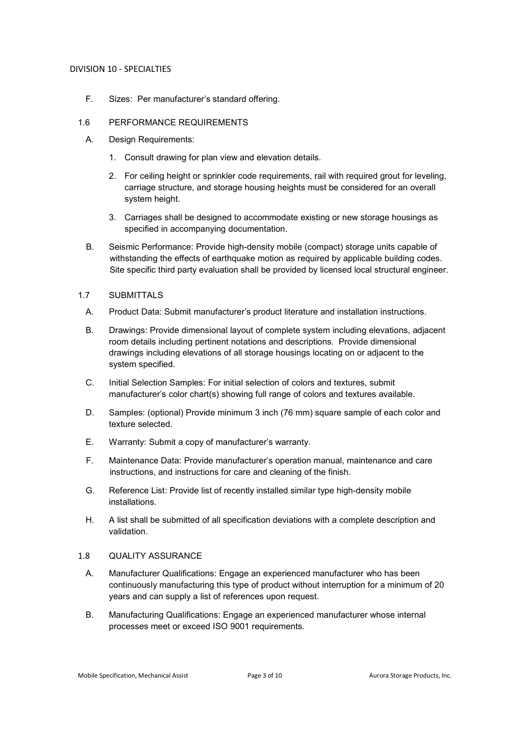F. Sizes: Per manufacturer's standard offering.

## 1.6 PERFORMANCE REQUIREMENTS

A. Design Requirements:

1. Consult drawing for plan view and elevation details.
2. For ceiling height or sprinkler code requirements, rail with required grout for leveling, carriage structure, and storage housing heights must be considered for an overall system height.
3. Carriages shall be designed to accommodate existing or new storage housings as specified in accompanying documentation.

B. Seismic Performance: Provide high-density mobile (compact) storage units capable of withstanding the effects of earthquake motion as required by applicable building codes. Site specific third party evaluation shall be provided by licensed local structural engineer.

## 1.7 SUBMITTALS

A. Product Data: Submit manufacturer's product literature and installation instructions.

B. Drawings: Provide dimensional layout of complete system including elevations, adjacent room details including pertinent notations and descriptions. Provide dimensional drawings including elevations of all storage housings locating on or adjacent to the system specified.

C. Initial Selection Samples: For initial selection of colors and textures, submit manufacturer's color chart(s) showing full range of colors and textures available.

D. Samples: (optional) Provide minimum 3 inch (76 mm) square sample of each color and texture selected.

E. Warranty: Submit a copy of manufacturer's warranty.

F. Maintenance Data: Provide manufacturer's operation manual, maintenance and care instructions, and instructions for care and cleaning of the finish.

G. Reference List: Provide list of recently installed similar type high-density mobile installations.

H. A list shall be submitted of all specification deviations with a complete description and validation.

## 1.8 QUALITY ASSURANCE

A. Manufacturer Qualifications: Engage an experienced manufacturer who has been continuously manufacturing this type of product without interruption for a minimum of 20 years and can supply a list of references upon request.

B. Manufacturing Qualifications: Engage an experienced manufacturer whose internal processes meet or exceed ISO 9001 requirements.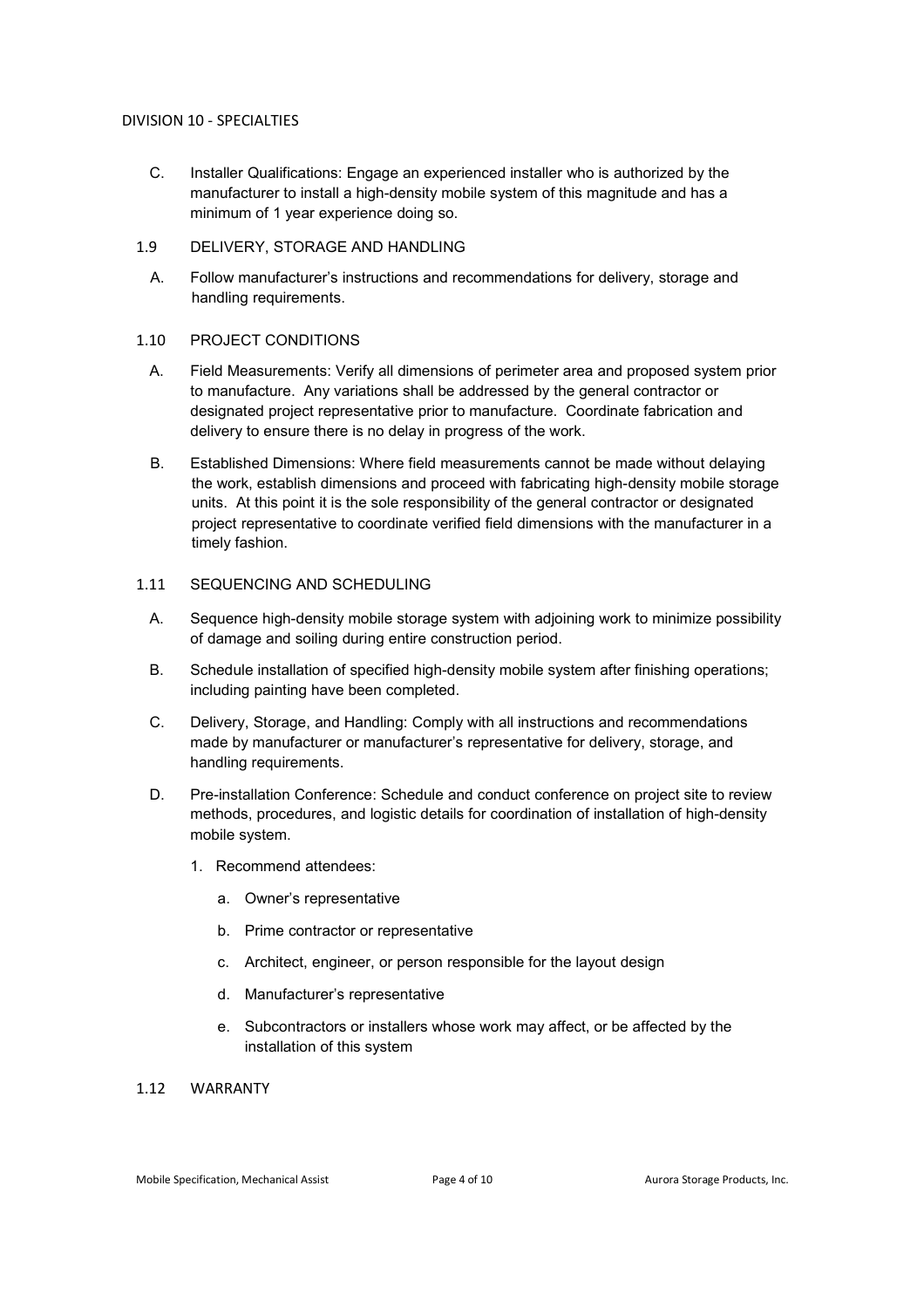C. Installer Qualifications: Engage an experienced installer who is authorized by the manufacturer to install a high-density mobile system of this magnitude and has a minimum of 1 year experience doing so.

## 1.9 DELIVERY, STORAGE AND HANDLING

A. Follow manufacturer's instructions and recommendations for delivery, storage and handling requirements.

## 1.10 PROJECT CONDITIONS

A. Field Measurements: Verify all dimensions of perimeter area and proposed system prior to manufacture. Any variations shall be addressed by the general contractor or designated project representative prior to manufacture. Coordinate fabrication and delivery to ensure there is no delay in progress of the work.

B. Established Dimensions: Where field measurements cannot be made without delaying the work, establish dimensions and proceed with fabricating high-density mobile storage units. At this point it is the sole responsibility of the general contractor or designated project representative to coordinate verified field dimensions with the manufacturer in a timely fashion.

## 1.11 SEQUENCING AND SCHEDULING

A. Sequence high-density mobile storage system with adjoining work to minimize possibility of damage and soiling during entire construction period.

B. Schedule installation of specified high-density mobile system after finishing operations; including painting have been completed.

C. Delivery, Storage, and Handling: Comply with all instructions and recommendations made by manufacturer or manufacturer's representative for delivery, storage, and handling requirements.

D. Pre-installation Conference: Schedule and conduct conference on project site to review methods, procedures, and logistic details for coordination of installation of high-density mobile system.

1. Recommend attendees:

   a. Owner's representative

   b. Prime contractor or representative

   c. Architect, engineer, or person responsible for the layout design

   d. Manufacturer's representative

   e. Subcontractors or installers whose work may affect, or be affected by the installation of this system

## 1.12 WARRANTY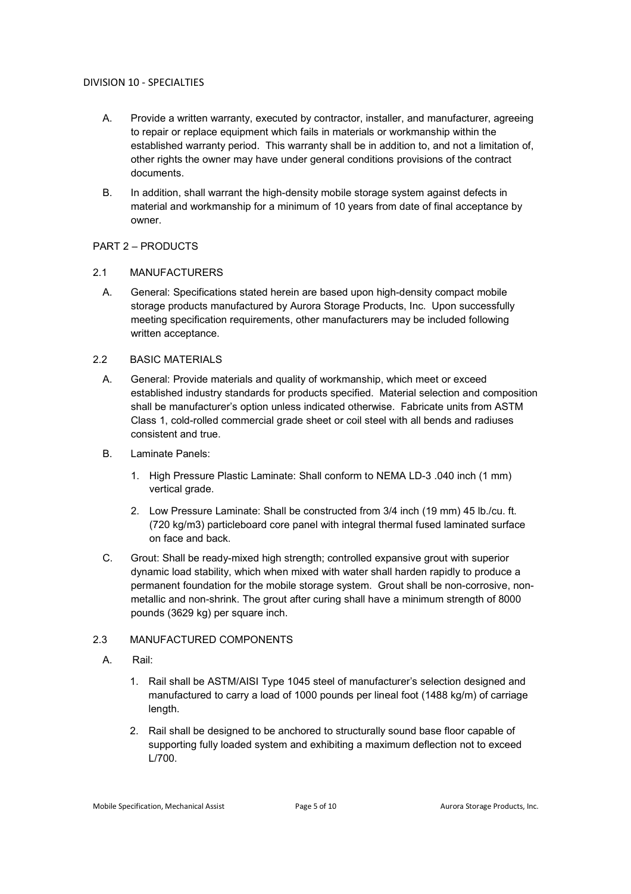DIVISION 10 - SPECIALTIES

A. Provide a written warranty, executed by contractor, installer, and manufacturer, agreeing to repair or replace equipment which fails in materials or workmanship within the established warranty period. This warranty shall be in addition to, and not a limitation of, other rights the owner may have under general conditions provisions of the contract documents.

B. In addition, shall warrant the high-density mobile storage system against defects in material and workmanship for a minimum of 10 years from date of final acceptance by owner.

## PART 2 – PRODUCTS

### 2.1 MANUFACTURERS

A. General: Specifications stated herein are based upon high-density compact mobile storage products manufactured by Aurora Storage Products, Inc. Upon successfully meeting specification requirements, other manufacturers may be included following written acceptance.

### 2.2 BASIC MATERIALS

A. General: Provide materials and quality of workmanship, which meet or exceed established industry standards for products specified. Material selection and composition shall be manufacturer's option unless indicated otherwise. Fabricate units from ASTM Class 1, cold-rolled commercial grade sheet or coil steel with all bends and radiuses consistent and true.

B. Laminate Panels:

1. High Pressure Plastic Laminate: Shall conform to NEMA LD-3 .040 inch (1 mm) vertical grade.
2. Low Pressure Laminate: Shall be constructed from 3/4 inch (19 mm) 45 lb./cu. ft. (720 kg/m3) particleboard core panel with integral thermal fused laminated surface on face and back.

C. Grout: Shall be ready-mixed high strength; controlled expansive grout with superior dynamic load stability, which when mixed with water shall harden rapidly to produce a permanent foundation for the mobile storage system. Grout shall be non-corrosive, non-metallic and non-shrink. The grout after curing shall have a minimum strength of 8000 pounds (3629 kg) per square inch.

### 2.3 MANUFACTURED COMPONENTS

A. Rail:

1. Rail shall be ASTM/AISI Type 1045 steel of manufacturer's selection designed and manufactured to carry a load of 1000 pounds per lineal foot (1488 kg/m) of carriage length.
2. Rail shall be designed to be anchored to structurally sound base floor capable of supporting fully loaded system and exhibiting a maximum deflection not to exceed L/700.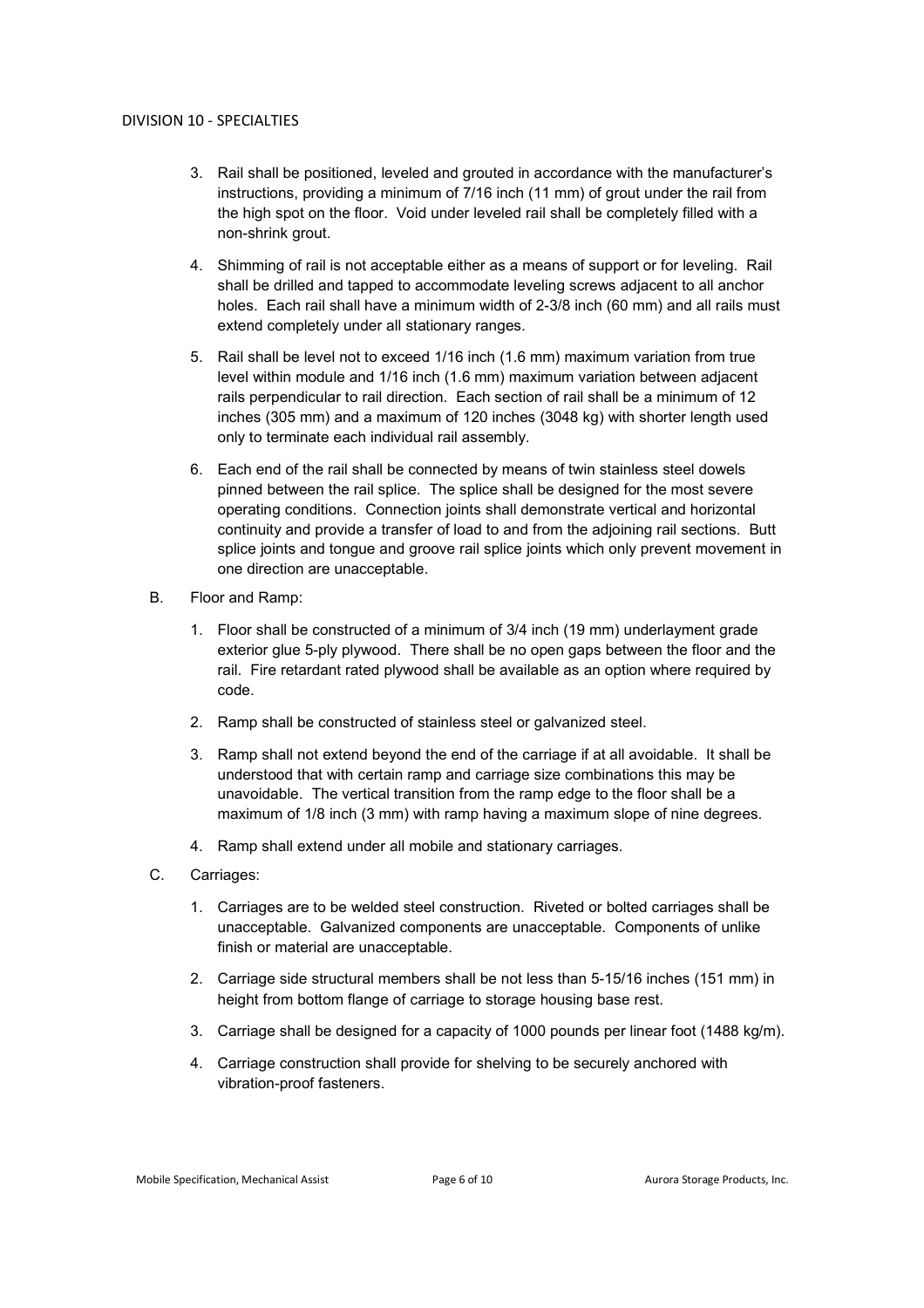3. Rail shall be positioned, leveled and grouted in accordance with the manufacturer's instructions, providing a minimum of 7/16 inch (11 mm) of grout under the rail from the high spot on the floor. Void under leveled rail shall be completely filled with a non-shrink grout.

4. Shimming of rail is not acceptable either as a means of support or for leveling. Rail shall be drilled and tapped to accommodate leveling screws adjacent to all anchor holes. Each rail shall have a minimum width of 2-3/8 inch (60 mm) and all rails must extend completely under all stationary ranges.

5. Rail shall be level not to exceed 1/16 inch (1.6 mm) maximum variation from true level within module and 1/16 inch (1.6 mm) maximum variation between adjacent rails perpendicular to rail direction. Each section of rail shall be a minimum of 12 inches (305 mm) and a maximum of 120 inches (3048 kg) with shorter length used only to terminate each individual rail assembly.

6. Each end of the rail shall be connected by means of twin stainless steel dowels pinned between the rail splice. The splice shall be designed for the most severe operating conditions. Connection joints shall demonstrate vertical and horizontal continuity and provide a transfer of load to and from the adjoining rail sections. Butt splice joints and tongue and groove rail splice joints which only prevent movement in one direction are unacceptable.

B. Floor and Ramp:

1. Floor shall be constructed of a minimum of 3/4 inch (19 mm) underlayment grade exterior glue 5-ply plywood. There shall be no open gaps between the floor and the rail. Fire retardant rated plywood shall be available as an option where required by code.

2. Ramp shall be constructed of stainless steel or galvanized steel.

3. Ramp shall not extend beyond the end of the carriage if at all avoidable. It shall be understood that with certain ramp and carriage size combinations this may be unavoidable. The vertical transition from the ramp edge to the floor shall be a maximum of 1/8 inch (3 mm) with ramp having a maximum slope of nine degrees.

4. Ramp shall extend under all mobile and stationary carriages.

C. Carriages:

1. Carriages are to be welded steel construction. Riveted or bolted carriages shall be unacceptable. Galvanized components are unacceptable. Components of unlike finish or material are unacceptable.

2. Carriage side structural members shall be not less than 5-15/16 inches (151 mm) in height from bottom flange of carriage to storage housing base rest.

3. Carriage shall be designed for a capacity of 1000 pounds per linear foot (1488 kg/m).

4. Carriage construction shall provide for shelving to be securely anchored with vibration-proof fasteners.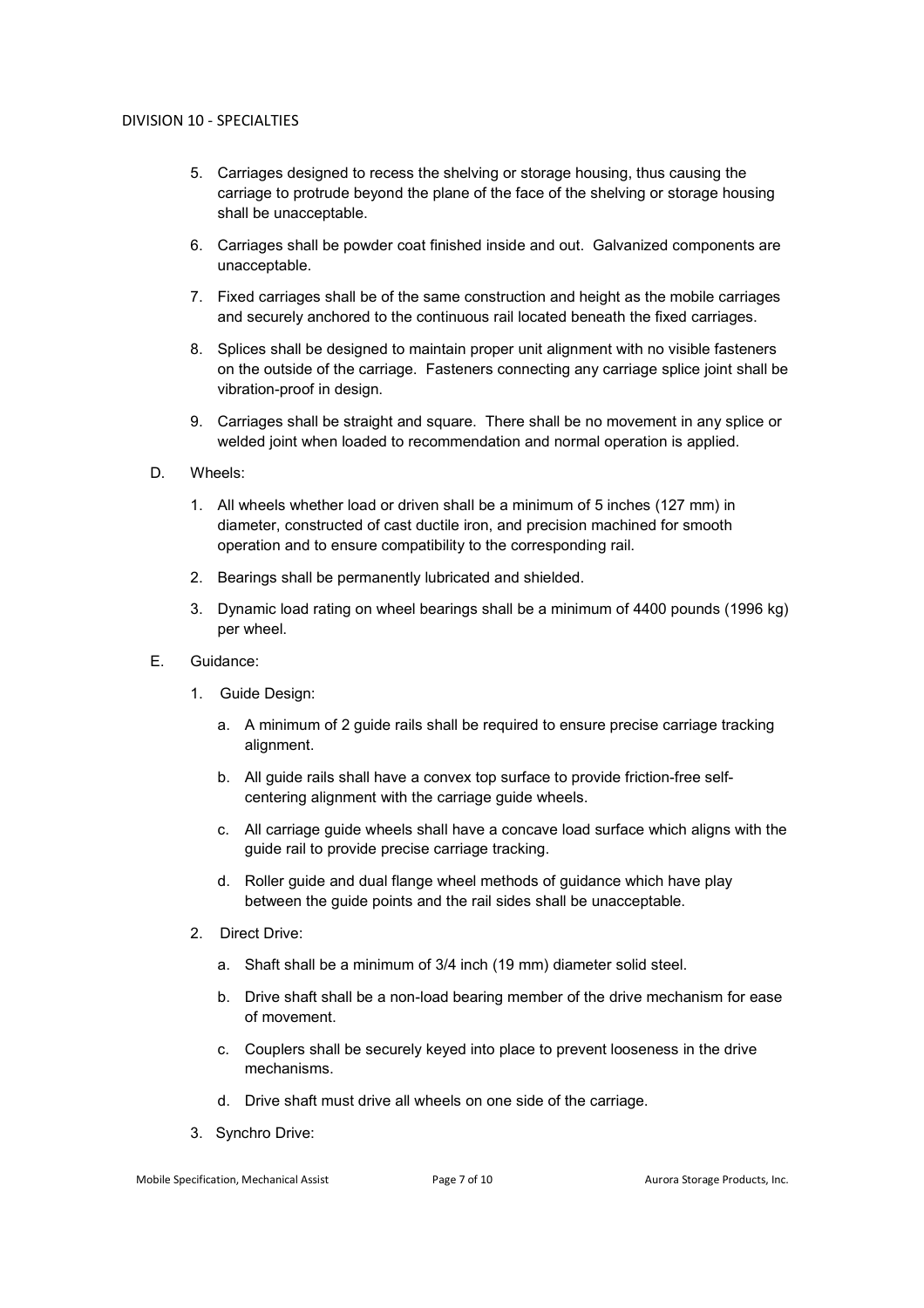5. Carriages designed to recess the shelving or storage housing, thus causing the carriage to protrude beyond the plane of the face of the shelving or storage housing shall be unacceptable.

6. Carriages shall be powder coat finished inside and out. Galvanized components are unacceptable.

7. Fixed carriages shall be of the same construction and height as the mobile carriages and securely anchored to the continuous rail located beneath the fixed carriages.

8. Splices shall be designed to maintain proper unit alignment with no visible fasteners on the outside of the carriage. Fasteners connecting any carriage splice joint shall be vibration-proof in design.

9. Carriages shall be straight and square. There shall be no movement in any splice or welded joint when loaded to recommendation and normal operation is applied.

D. Wheels:

1. All wheels whether load or driven shall be a minimum of 5 inches (127 mm) in diameter, constructed of cast ductile iron, and precision machined for smooth operation and to ensure compatibility to the corresponding rail.

2. Bearings shall be permanently lubricated and shielded.

3. Dynamic load rating on wheel bearings shall be a minimum of 4400 pounds (1996 kg) per wheel.

E. Guidance:

1. Guide Design:

   a. A minimum of 2 guide rails shall be required to ensure precise carriage tracking alignment.

   b. All guide rails shall have a convex top surface to provide friction-free self-centering alignment with the carriage guide wheels.

   c. All carriage guide wheels shall have a concave load surface which aligns with the guide rail to provide precise carriage tracking.

   d. Roller guide and dual flange wheel methods of guidance which have play between the guide points and the rail sides shall be unacceptable.

2. Direct Drive:

   a. Shaft shall be a minimum of 3/4 inch (19 mm) diameter solid steel.

   b. Drive shaft shall be a non-load bearing member of the drive mechanism for ease of movement.

   c. Couplers shall be securely keyed into place to prevent looseness in the drive mechanisms.

   d. Drive shaft must drive all wheels on one side of the carriage.

3. Synchro Drive: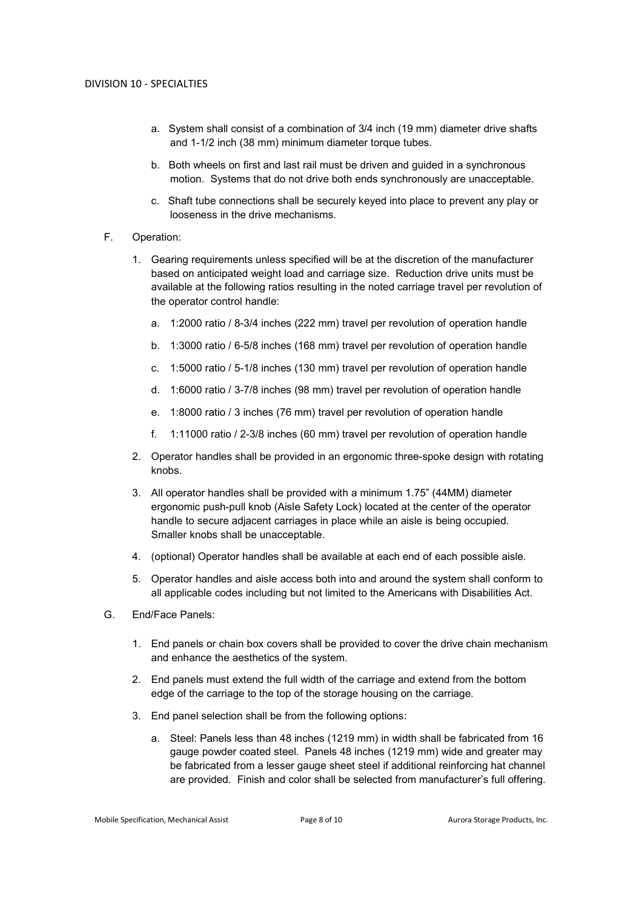a. System shall consist of a combination of 3/4 inch (19 mm) diameter drive shafts and 1-1/2 inch (38 mm) minimum diameter torque tubes.

b. Both wheels on first and last rail must be driven and guided in a synchronous motion. Systems that do not drive both ends synchronously are unacceptable.

c. Shaft tube connections shall be securely keyed into place to prevent any play or looseness in the drive mechanisms.

F. Operation:

1. Gearing requirements unless specified will be at the discretion of the manufacturer based on anticipated weight load and carriage size. Reduction drive units must be available at the following ratios resulting in the noted carriage travel per revolution of the operator control handle:

   a. 1:2000 ratio / 8-3/4 inches (222 mm) travel per revolution of operation handle

   b. 1:3000 ratio / 6-5/8 inches (168 mm) travel per revolution of operation handle

   c. 1:5000 ratio / 5-1/8 inches (130 mm) travel per revolution of operation handle

   d. 1:6000 ratio / 3-7/8 inches (98 mm) travel per revolution of operation handle

   e. 1:8000 ratio / 3 inches (76 mm) travel per revolution of operation handle

   f. 1:11000 ratio / 2-3/8 inches (60 mm) travel per revolution of operation handle

2. Operator handles shall be provided in an ergonomic three-spoke design with rotating knobs.

3. All operator handles shall be provided with a minimum 1.75" (44MM) diameter ergonomic push-pull knob (Aisle Safety Lock) located at the center of the operator handle to secure adjacent carriages in place while an aisle is being occupied. Smaller knobs shall be unacceptable.

4. (optional) Operator handles shall be available at each end of each possible aisle.

5. Operator handles and aisle access both into and around the system shall conform to all applicable codes including but not limited to the Americans with Disabilities Act.

G. End/Face Panels:

1. End panels or chain box covers shall be provided to cover the drive chain mechanism and enhance the aesthetics of the system.

2. End panels must extend the full width of the carriage and extend from the bottom edge of the carriage to the top of the storage housing on the carriage.

3. End panel selection shall be from the following options:

   a. Steel: Panels less than 48 inches (1219 mm) in width shall be fabricated from 16 gauge powder coated steel. Panels 48 inches (1219 mm) wide and greater may be fabricated from a lesser gauge sheet steel if additional reinforcing hat channel are provided. Finish and color shall be selected from manufacturer's full offering.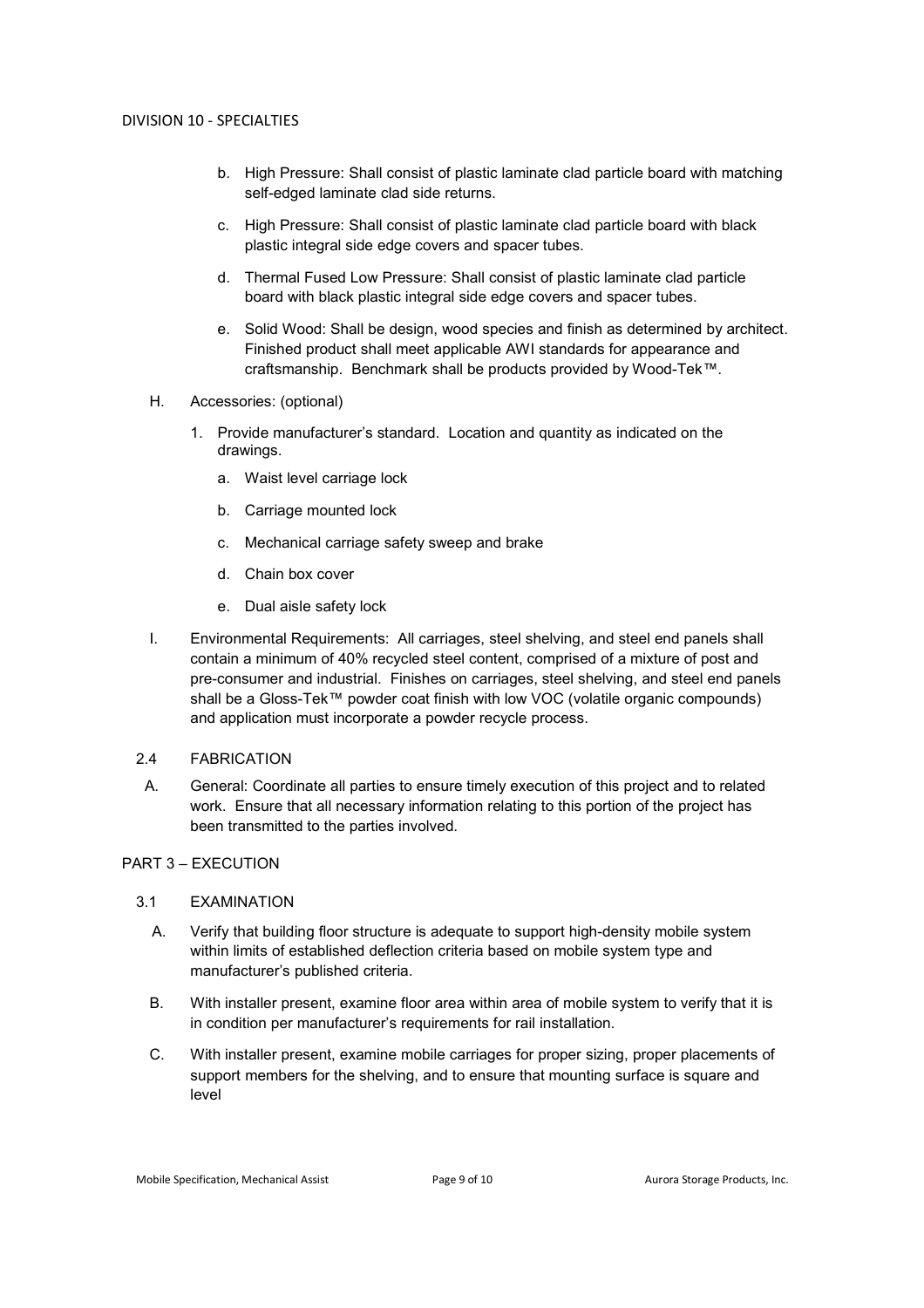b. High Pressure: Shall consist of plastic laminate clad particle board with matching self-edged laminate clad side returns.

c. High Pressure: Shall consist of plastic laminate clad particle board with black plastic integral side edge covers and spacer tubes.

d. Thermal Fused Low Pressure: Shall consist of plastic laminate clad particle board with black plastic integral side edge covers and spacer tubes.

e. Solid Wood: Shall be design, wood species and finish as determined by architect. Finished product shall meet applicable AWI standards for appearance and craftsmanship. Benchmark shall be products provided by Wood-Tek™.

H. Accessories: (optional)

1. Provide manufacturer's standard. Location and quantity as indicated on the drawings.

   a. Waist level carriage lock

   b. Carriage mounted lock

   c. Mechanical carriage safety sweep and brake

   d. Chain box cover

   e. Dual aisle safety lock

I. Environmental Requirements: All carriages, steel shelving, and steel end panels shall contain a minimum of 40% recycled steel content, comprised of a mixture of post and pre-consumer and industrial. Finishes on carriages, steel shelving, and steel end panels shall be a Gloss-Tek™ powder coat finish with low VOC (volatile organic compounds) and application must incorporate a powder recycle process.

### 2.4 FABRICATION

A. General: Coordinate all parties to ensure timely execution of this project and to related work. Ensure that all necessary information relating to this portion of the project has been transmitted to the parties involved.

## PART 3 – EXECUTION

### 3.1 EXAMINATION

A. Verify that building floor structure is adequate to support high-density mobile system within limits of established deflection criteria based on mobile system type and manufacturer's published criteria.

B. With installer present, examine floor area within area of mobile system to verify that it is in condition per manufacturer's requirements for rail installation.

C. With installer present, examine mobile carriages for proper sizing, proper placements of support members for the shelving, and to ensure that mounting surface is square and level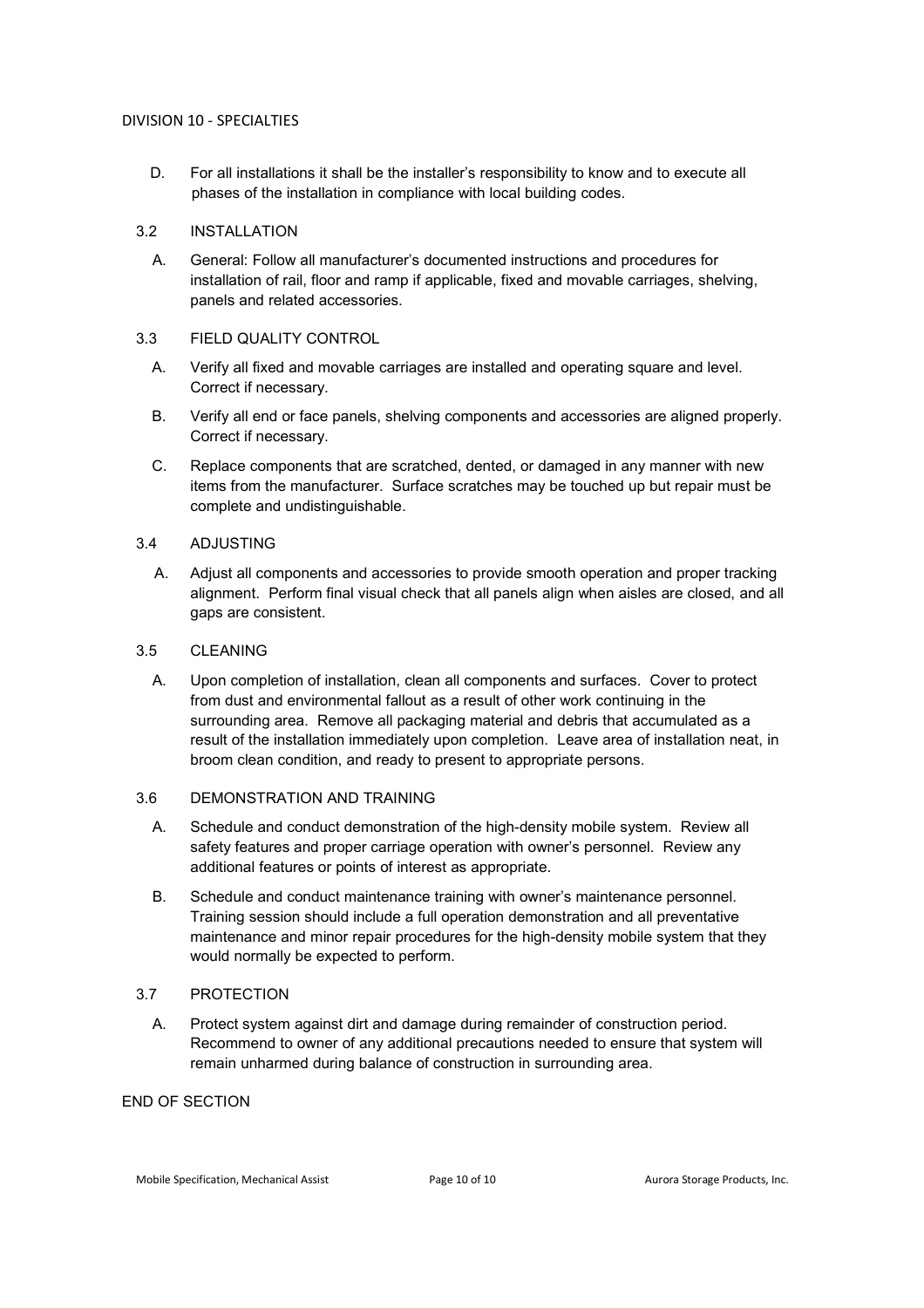D. For all installations it shall be the installer's responsibility to know and to execute all phases of the installation in compliance with local building codes.

### 3.2 INSTALLATION

A. General: Follow all manufacturer's documented instructions and procedures for installation of rail, floor and ramp if applicable, fixed and movable carriages, shelving, panels and related accessories.

### 3.3 FIELD QUALITY CONTROL

A. Verify all fixed and movable carriages are installed and operating square and level. Correct if necessary.

B. Verify all end or face panels, shelving components and accessories are aligned properly. Correct if necessary.

C. Replace components that are scratched, dented, or damaged in any manner with new items from the manufacturer. Surface scratches may be touched up but repair must be complete and undistinguishable.

### 3.4 ADJUSTING

A. Adjust all components and accessories to provide smooth operation and proper tracking alignment. Perform final visual check that all panels align when aisles are closed, and all gaps are consistent.

### 3.5 CLEANING

A. Upon completion of installation, clean all components and surfaces. Cover to protect from dust and environmental fallout as a result of other work continuing in the surrounding area. Remove all packaging material and debris that accumulated as a result of the installation immediately upon completion. Leave area of installation neat, in broom clean condition, and ready to present to appropriate persons.

### 3.6 DEMONSTRATION AND TRAINING

A. Schedule and conduct demonstration of the high-density mobile system. Review all safety features and proper carriage operation with owner's personnel. Review any additional features or points of interest as appropriate.

B. Schedule and conduct maintenance training with owner's maintenance personnel. Training session should include a full operation demonstration and all preventative maintenance and minor repair procedures for the high-density mobile system that they would normally be expected to perform.

### 3.7 PROTECTION

A. Protect system against dirt and damage during remainder of construction period. Recommend to owner of any additional precautions needed to ensure that system will remain unharmed during balance of construction in surrounding area.

END OF SECTION